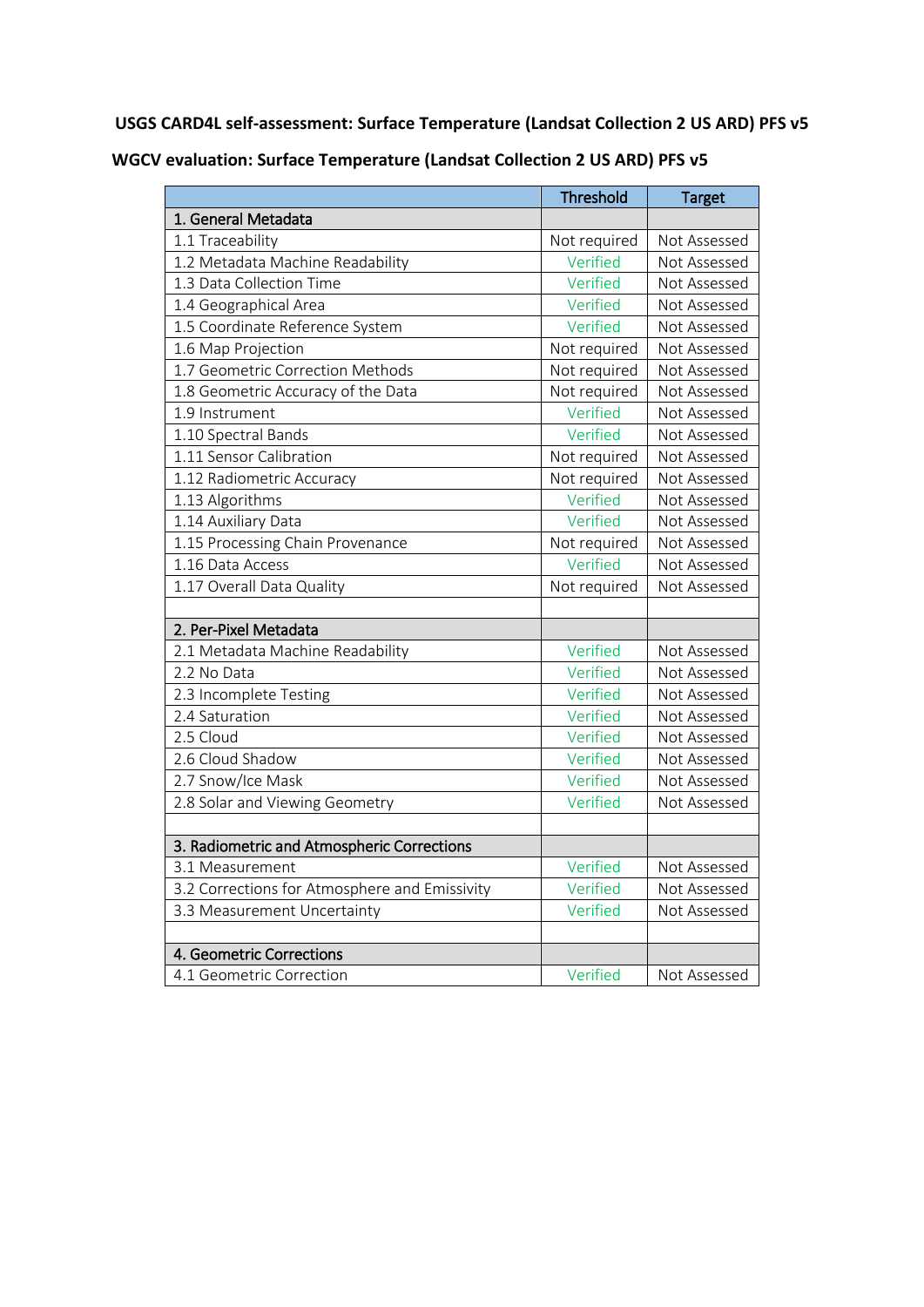**USGS CARD4L self-assessment: Surface Temperature (Landsat Collection 2 US ARD) PFS v5**

**WGCV evaluation: Surface Temperature (Landsat Collection 2 US ARD) PFS v5**

| | Threshold | Target |
|---|---|---|
| 1. General Metadata | | |
| 1.1 Traceability | Not required | Not Assessed |
| 1.2 Metadata Machine Readability | Verified | Not Assessed |
| 1.3 Data Collection Time | Verified | Not Assessed |
| 1.4 Geographical Area | Verified | Not Assessed |
| 1.5 Coordinate Reference System | Verified | Not Assessed |
| 1.6 Map Projection | Not required | Not Assessed |
| 1.7 Geometric Correction Methods | Not required | Not Assessed |
| 1.8 Geometric Accuracy of the Data | Not required | Not Assessed |
| 1.9 Instrument | Verified | Not Assessed |
| 1.10 Spectral Bands | Verified | Not Assessed |
| 1.11 Sensor Calibration | Not required | Not Assessed |
| 1.12 Radiometric Accuracy | Not required | Not Assessed |
| 1.13 Algorithms | Verified | Not Assessed |
| 1.14 Auxiliary Data | Verified | Not Assessed |
| 1.15 Processing Chain Provenance | Not required | Not Assessed |
| 1.16 Data Access | Verified | Not Assessed |
| 1.17 Overall Data Quality | Not required | Not Assessed |
| | | |
| 2. Per-Pixel Metadata | | |
| 2.1 Metadata Machine Readability | Verified | Not Assessed |
| 2.2 No Data | Verified | Not Assessed |
| 2.3 Incomplete Testing | Verified | Not Assessed |
| 2.4 Saturation | Verified | Not Assessed |
| 2.5 Cloud | Verified | Not Assessed |
| 2.6 Cloud Shadow | Verified | Not Assessed |
| 2.7 Snow/Ice Mask | Verified | Not Assessed |
| 2.8 Solar and Viewing Geometry | Verified | Not Assessed |
| | | |
| 3. Radiometric and Atmospheric Corrections | | |
| 3.1 Measurement | Verified | Not Assessed |
| 3.2 Corrections for Atmosphere and Emissivity | Verified | Not Assessed |
| 3.3 Measurement Uncertainty | Verified | Not Assessed |
| | | |
| 4. Geometric Corrections | | |
| 4.1 Geometric Correction | Verified | Not Assessed |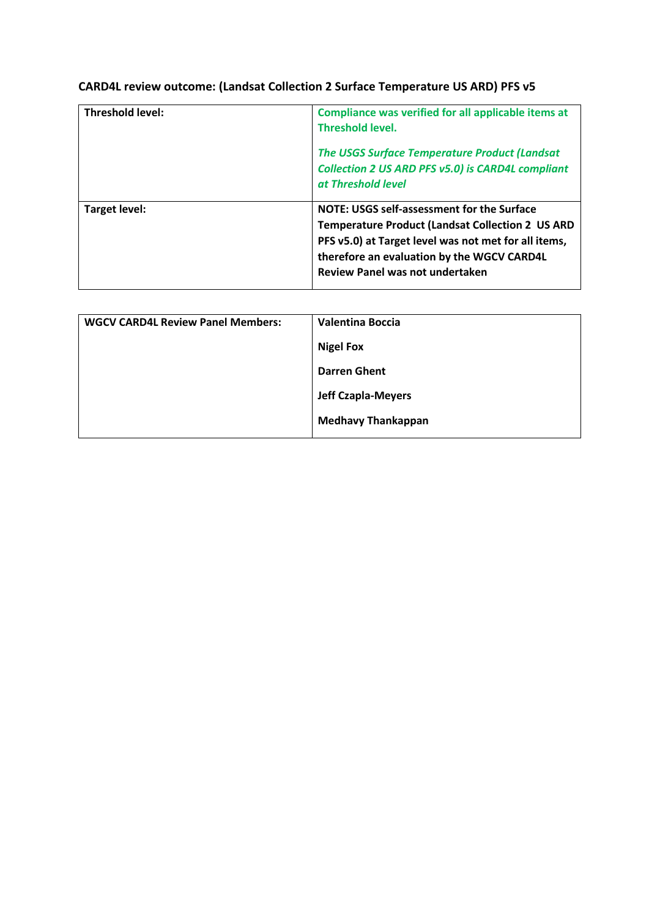**CARD4L review outcome: (Landsat Collection 2 Surface Temperature US ARD) PFS v5**

| | |
|---|---|
| **Threshold level:** | **Compliance was verified for all applicable items at Threshold level.** ***The USGS Surface Temperature Product (Landsat Collection 2 US ARD PFS v5.0) is CARD4L compliant at Threshold level*** |
| **Target level:** | **NOTE: USGS self-assessment for the Surface Temperature Product (Landsat Collection 2 US ARD PFS v5.0) at Target level was not met for all items, therefore an evaluation by the WGCV CARD4L Review Panel was not undertaken** |

| | |
|---|---|
| **WGCV CARD4L Review Panel Members:** | **Valentina Boccia** **Nigel Fox** **Darren Ghent** **Jeff Czapla-Meyers** **Medhavy Thankappan** |